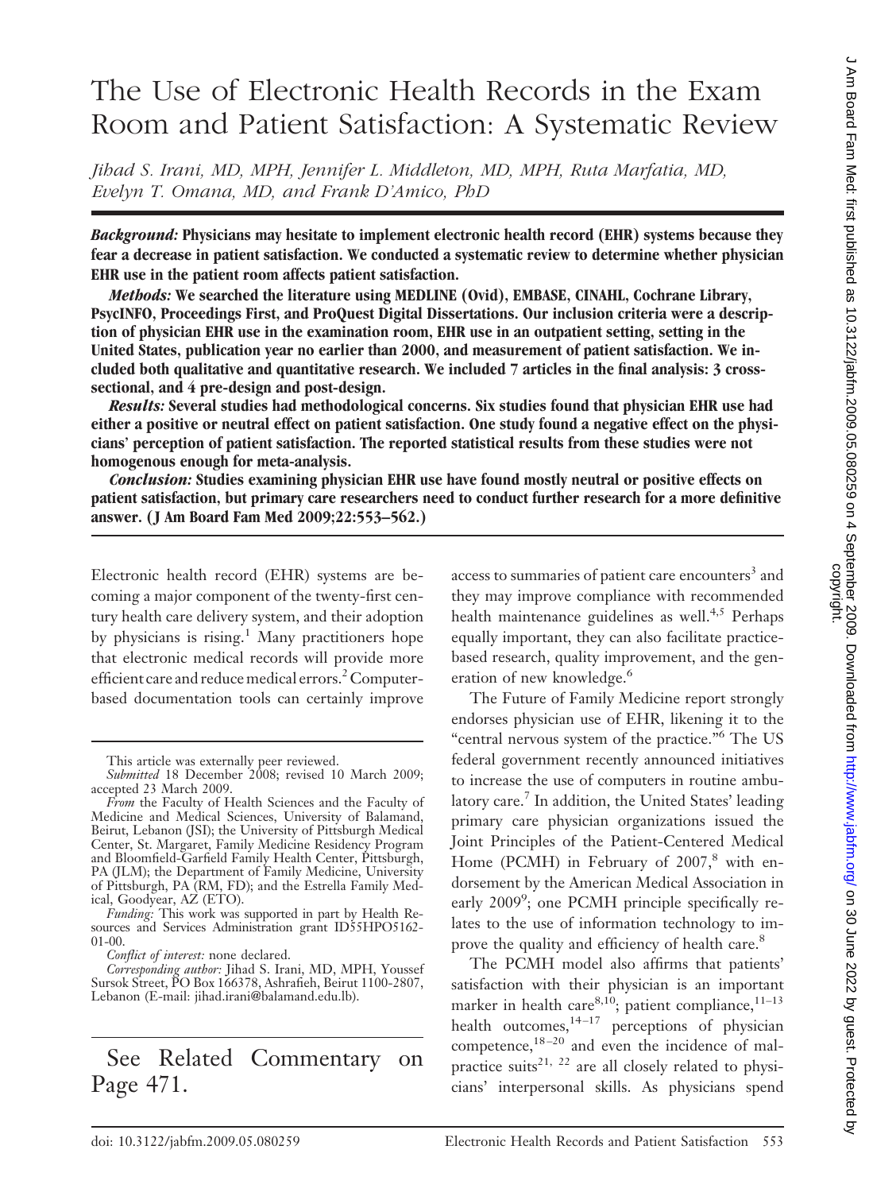# The Use of Electronic Health Records in the Exam Room and Patient Satisfaction: A Systematic Review

*Jihad S. Irani, MD, MPH, Jennifer L. Middleton, MD, MPH, Ruta Marfatia, MD, Evelyn T. Omana, MD, and Frank D'Amico, PhD*

***Background:*** **Physicians may hesitate to implement electronic health record (EHR) systems because they fear a decrease in patient satisfaction. We conducted a systematic review to determine whether physician EHR use in the patient room affects patient satisfaction.**

***Methods:*** **We searched the literature using MEDLINE (Ovid), EMBASE, CINAHL, Cochrane Library, PsycINFO, Proceedings First, and ProQuest Digital Dissertations. Our inclusion criteria were a description of physician EHR use in the examination room, EHR use in an outpatient setting, setting in the United States, publication year no earlier than 2000, and measurement of patient satisfaction. We included both qualitative and quantitative research. We included 7 articles in the final analysis: 3 cross-sectional, and 4 pre-design and post-design.**

***Results:*** **Several studies had methodological concerns. Six studies found that physician EHR use had either a positive or neutral effect on patient satisfaction. One study found a negative effect on the physicians' perception of patient satisfaction. The reported statistical results from these studies were not homogenous enough for meta-analysis.**

***Conclusion:*** **Studies examining physician EHR use have found mostly neutral or positive effects on patient satisfaction, but primary care researchers need to conduct further research for a more definitive answer. (J Am Board Fam Med 2009;22:553–562.)**

Electronic health record (EHR) systems are becoming a major component of the twenty-first century health care delivery system, and their adoption by physicians is rising.[1] Many practitioners hope that electronic medical records will provide more efficient care and reduce medical errors.[2] Computer-based documentation tools can certainly improve access to summaries of patient care encounters[3] and they may improve compliance with recommended health maintenance guidelines as well.[4,5] Perhaps equally important, they can also facilitate practice-based research, quality improvement, and the generation of new knowledge.[6]

The Future of Family Medicine report strongly endorses physician use of EHR, likening it to the "central nervous system of the practice."[6] The US federal government recently announced initiatives to increase the use of computers in routine ambulatory care.[7] In addition, the United States' leading primary care physician organizations issued the Joint Principles of the Patient-Centered Medical Home (PCMH) in February of 2007,[8] with endorsement by the American Medical Association in early 2009[9]; one PCMH principle specifically relates to the use of information technology to improve the quality and efficiency of health care.[8]

The PCMH model also affirms that patients' satisfaction with their physician is an important marker in health care[8,10]; patient compliance,[11–13] health outcomes,[14–17] perceptions of physician competence,[18–20] and even the incidence of malpractice suits[21, 22] are all closely related to physicians' interpersonal skills. As physicians spend

This article was externally peer reviewed.

*Submitted* 18 December 2008; revised 10 March 2009; accepted 23 March 2009.

*From* the Faculty of Health Sciences and the Faculty of Medicine and Medical Sciences, University of Balamand, Beirut, Lebanon (JSI); the University of Pittsburgh Medical Center, St. Margaret, Family Medicine Residency Program and Bloomfield-Garfield Family Health Center, Pittsburgh, PA (JLM); the Department of Family Medicine, University of Pittsburgh, PA (RM, FD); and the Estrella Family Medical, Goodyear, AZ (ETO).

*Funding:* This work was supported in part by Health Resources and Services Administration grant ID55HPO5162-01-00.

*Conflict of interest:* none declared.

*Corresponding author:* Jihad S. Irani, MD, MPH, Youssef Sursok Street, PO Box 166378, Ashrafieh, Beirut 1100-2807, Lebanon (E-mail: jihad.irani@balamand.edu.lb).

See Related Commentary on Page 471.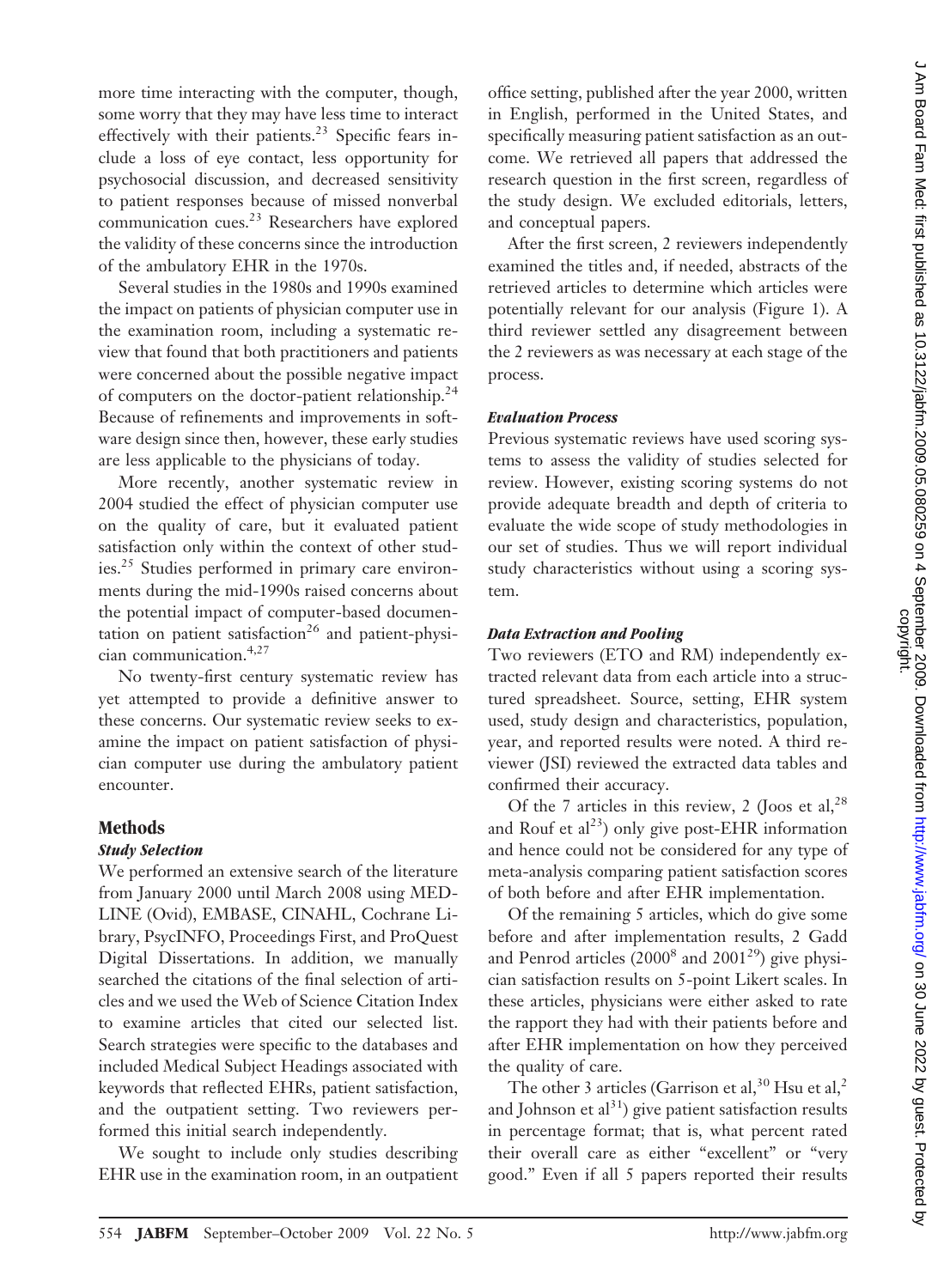more time interacting with the computer, though, some worry that they may have less time to interact effectively with their patients.[23] Specific fears include a loss of eye contact, less opportunity for psychosocial discussion, and decreased sensitivity to patient responses because of missed nonverbal communication cues.[23] Researchers have explored the validity of these concerns since the introduction of the ambulatory EHR in the 1970s.

Several studies in the 1980s and 1990s examined the impact on patients of physician computer use in the examination room, including a systematic review that found that both practitioners and patients were concerned about the possible negative impact of computers on the doctor-patient relationship.[24] Because of refinements and improvements in software design since then, however, these early studies are less applicable to the physicians of today.

More recently, another systematic review in 2004 studied the effect of physician computer use on the quality of care, but it evaluated patient satisfaction only within the context of other studies.[25] Studies performed in primary care environments during the mid-1990s raised concerns about the potential impact of computer-based documentation on patient satisfaction[26] and patient-physician communication.[4,27]

No twenty-first century systematic review has yet attempted to provide a definitive answer to these concerns. Our systematic review seeks to examine the impact on patient satisfaction of physician computer use during the ambulatory patient encounter.

## Methods

### *Study Selection*

We performed an extensive search of the literature from January 2000 until March 2008 using MEDLINE (Ovid), EMBASE, CINAHL, Cochrane Library, PsycINFO, Proceedings First, and ProQuest Digital Dissertations. In addition, we manually searched the citations of the final selection of articles and we used the Web of Science Citation Index to examine articles that cited our selected list. Search strategies were specific to the databases and included Medical Subject Headings associated with keywords that reflected EHRs, patient satisfaction, and the outpatient setting. Two reviewers performed this initial search independently.

We sought to include only studies describing EHR use in the examination room, in an outpatient office setting, published after the year 2000, written in English, performed in the United States, and specifically measuring patient satisfaction as an outcome. We retrieved all papers that addressed the research question in the first screen, regardless of the study design. We excluded editorials, letters, and conceptual papers.

After the first screen, 2 reviewers independently examined the titles and, if needed, abstracts of the retrieved articles to determine which articles were potentially relevant for our analysis (Figure 1). A third reviewer settled any disagreement between the 2 reviewers as was necessary at each stage of the process.

### *Evaluation Process*

Previous systematic reviews have used scoring systems to assess the validity of studies selected for review. However, existing scoring systems do not provide adequate breadth and depth of criteria to evaluate the wide scope of study methodologies in our set of studies. Thus we will report individual study characteristics without using a scoring system.

### *Data Extraction and Pooling*

Two reviewers (ETO and RM) independently extracted relevant data from each article into a structured spreadsheet. Source, setting, EHR system used, study design and characteristics, population, year, and reported results were noted. A third reviewer (JSI) reviewed the extracted data tables and confirmed their accuracy.

Of the 7 articles in this review, 2 (Joos et al,[28] and Rouf et al[23]) only give post-EHR information and hence could not be considered for any type of meta-analysis comparing patient satisfaction scores of both before and after EHR implementation.

Of the remaining 5 articles, which do give some before and after implementation results, 2 Gadd and Penrod articles (2000[8] and 2001[29]) give physician satisfaction results on 5-point Likert scales. In these articles, physicians were either asked to rate the rapport they had with their patients before and after EHR implementation on how they perceived the quality of care.

The other 3 articles (Garrison et al,[30] Hsu et al,[2] and Johnson et al[31]) give patient satisfaction results in percentage format; that is, what percent rated their overall care as either "excellent" or "very good." Even if all 5 papers reported their results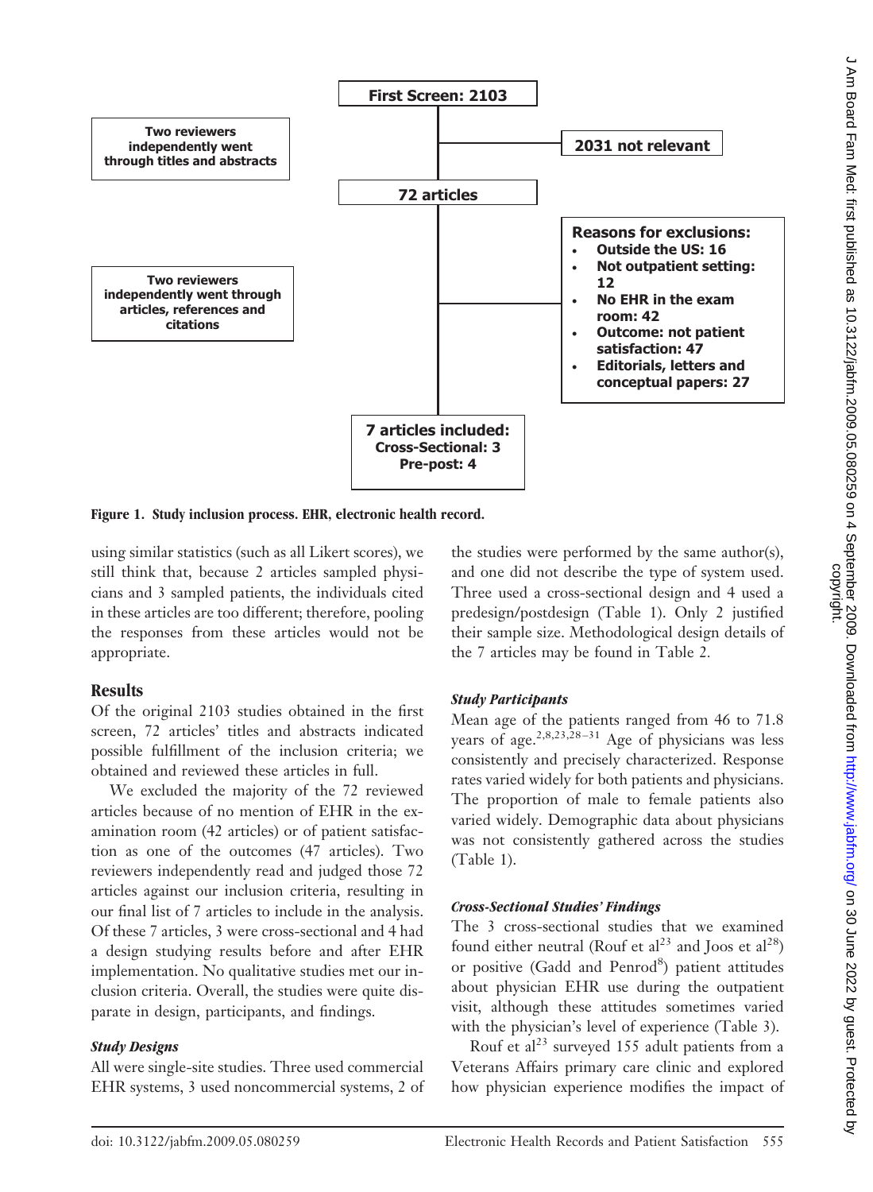First Screen: 2103

Two reviewers independently went through titles and abstracts

2031 not relevant

72 articles

Two reviewers independently went through articles, references and citations

Reasons for exclusions:

- Outside the US: 16
- Not outpatient setting: 12
- No EHR in the exam room: 42
- Outcome: not patient satisfaction: 47
- Editorials, letters and conceptual papers: 27

7 articles included:
Cross-Sectional: 3
Pre-post: 4

**Figure 1. Study inclusion process. EHR, electronic health record.**

using similar statistics (such as all Likert scores), we still think that, because 2 articles sampled physicians and 3 sampled patients, the individuals cited in these articles are too different; therefore, pooling the responses from these articles would not be appropriate.

## Results

Of the original 2103 studies obtained in the first screen, 72 articles' titles and abstracts indicated possible fulfillment of the inclusion criteria; we obtained and reviewed these articles in full.

We excluded the majority of the 72 reviewed articles because of no mention of EHR in the examination room (42 articles) or of patient satisfaction as one of the outcomes (47 articles). Two reviewers independently read and judged those 72 articles against our inclusion criteria, resulting in our final list of 7 articles to include in the analysis. Of these 7 articles, 3 were cross-sectional and 4 had a design studying results before and after EHR implementation. No qualitative studies met our inclusion criteria. Overall, the studies were quite disparate in design, participants, and findings.

### *Study Designs*

All were single-site studies. Three used commercial EHR systems, 3 used noncommercial systems, 2 of the studies were performed by the same author(s), and one did not describe the type of system used. Three used a cross-sectional design and 4 used a predesign/postdesign (Table 1). Only 2 justified their sample size. Methodological design details of the 7 articles may be found in Table 2.

### *Study Participants*

Mean age of the patients ranged from 46 to 71.8 years of age.[2,8,23,28–31] Age of physicians was less consistently and precisely characterized. Response rates varied widely for both patients and physicians. The proportion of male to female patients also varied widely. Demographic data about physicians was not consistently gathered across the studies (Table 1).

### *Cross-Sectional Studies' Findings*

The 3 cross-sectional studies that we examined found either neutral (Rouf et al[23] and Joos et al[28]) or positive (Gadd and Penrod[8]) patient attitudes about physician EHR use during the outpatient visit, although these attitudes sometimes varied with the physician's level of experience (Table 3).

Rouf et al[23] surveyed 155 adult patients from a Veterans Affairs primary care clinic and explored how physician experience modifies the impact of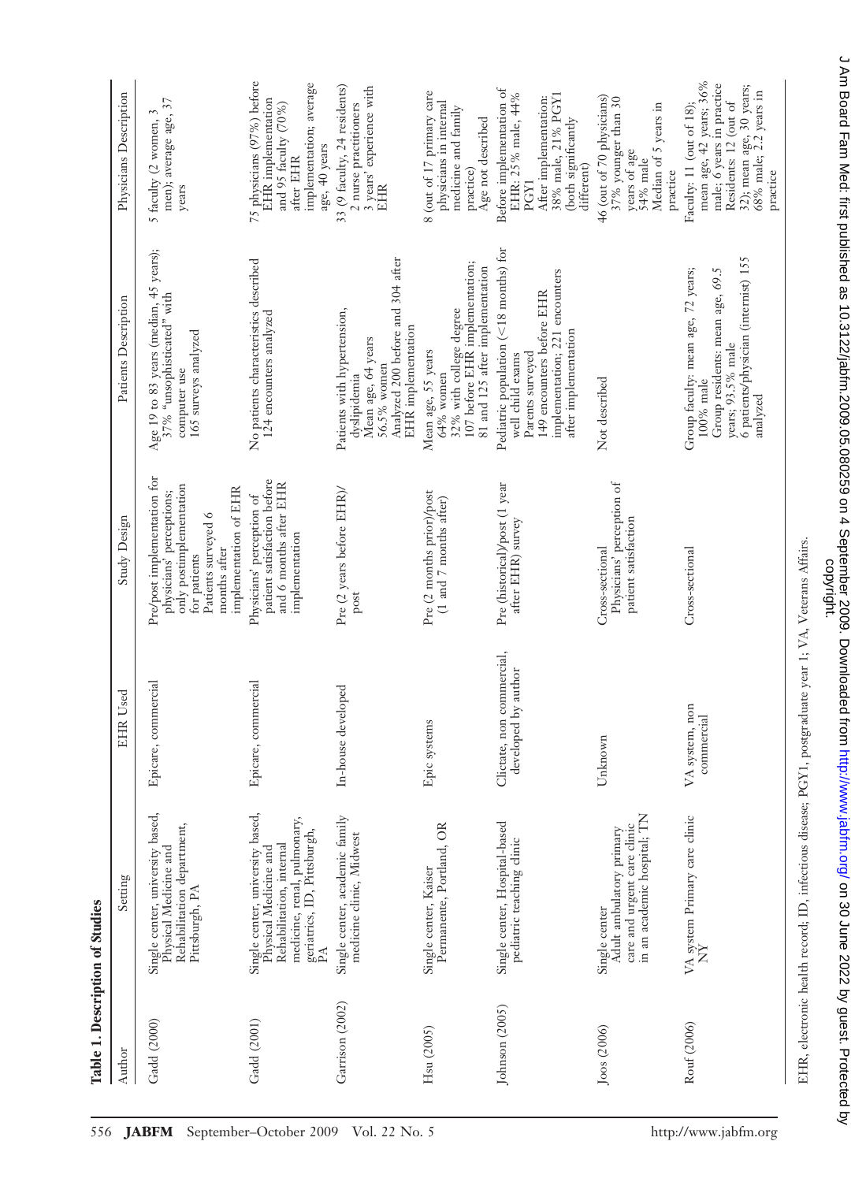**Table 1. Description of Studies**

| Author | Setting | EHR Used | Study Design | Patients Description | Physicians Description |
|---|---|---|---|---|---|
| Gadd (2000) | Single center, university based, Physical Medicine and Rehabilitation department, Pittsburgh, PA | Epicare, commercial | Pre/post implementation for physicians' perceptions; only postimplementation for patients<br>Patients surveyed 6 months after implementation of EHR | Age 19 to 83 years (median, 45 years); 37% "unsophisticated" with computer use<br>165 surveys analyzed | 5 faculty (2 women, 3 men); average age, 37 years |
| Gadd (2001) | Single center, university based, Physical Medicine and Rehabilitation, internal medicine, renal, pulmonary, geriatrics, ID, Pittsburgh, PA | Epicare, commercial | Physicians' perception of patient satisfaction before and 6 months after EHR implementation | No patients characteristics described<br>124 encounters analyzed | 75 physicians (97%) before EHR implementation and 95 faculty (70%) after EHR implementation; average age, 40 years |
| Garrison (2002) | Single center, academic family medicine clinic, Midwest | In-house developed | Pre (2 years before EHR)/post | Patients with hypertension, dyslipidemia<br>Mean age, 64 years<br>56.5% women<br>Analyzed 200 before and 304 after EHR implementation | 33 (9 faculty, 24 residents)<br>2 nurse practitioners<br>3 years' experience with EHR |
| Hsu (2005) | Single center, Kaiser Permanente, Portland, OR | Epic systems | Pre (2 months prior)/post (1 and 7 months after) | Mean age, 55 years<br>64% women<br>32% with college degree<br>107 before EHR implementation; 81 and 125 after implementation | 8 (out of 17 primary care physicians in internal medicine and family practice)<br>Age not described |
| Johnson (2005) | Single center, Hospital-based pediatric teaching clinic | Clictate, non commercial, developed by author | Pre (historical)/post (1 year after EHR) survey | Pediatric population (<18 months) for well child exams<br>Parents surveyed<br>149 encounters before EHR implementation; 221 encounters after implementation | Before implementation of EHR: 25% male, 44% PGY1<br>After implementation: 38% male, 21% PGY1 (both significantly different) |
| Joos (2006) | Single center<br>Adult ambulatory primary care and urgent care clinic in an academic hospital; TN | Unknown | Cross-sectional<br>Physicians' perception of patient satisfaction | Not described | 46 (out of 70 physicians)<br>37% younger than 30 years of age<br>54% male<br>Median of 5 years in practice |
| Rouf (2006) | VA system Primary care clinic NY | VA system, non commercial | Cross-sectional | Group faculty: mean age, 72 years; 100% male<br>Group residents: mean age, 69.5 years; 93.5% male<br>6 patients/physician (internist) 155 analyzed | Faculty: 11 (out of 18); mean age, 42 years; 36% male; 6 years in practice<br>Residents: 12 (out of 32); mean age, 30 years; 68% male; 2.2 years in practice |

EHR, electronic health record; ID, infectious disease; PGY1, postgraduate year 1; VA, Veterans Affairs.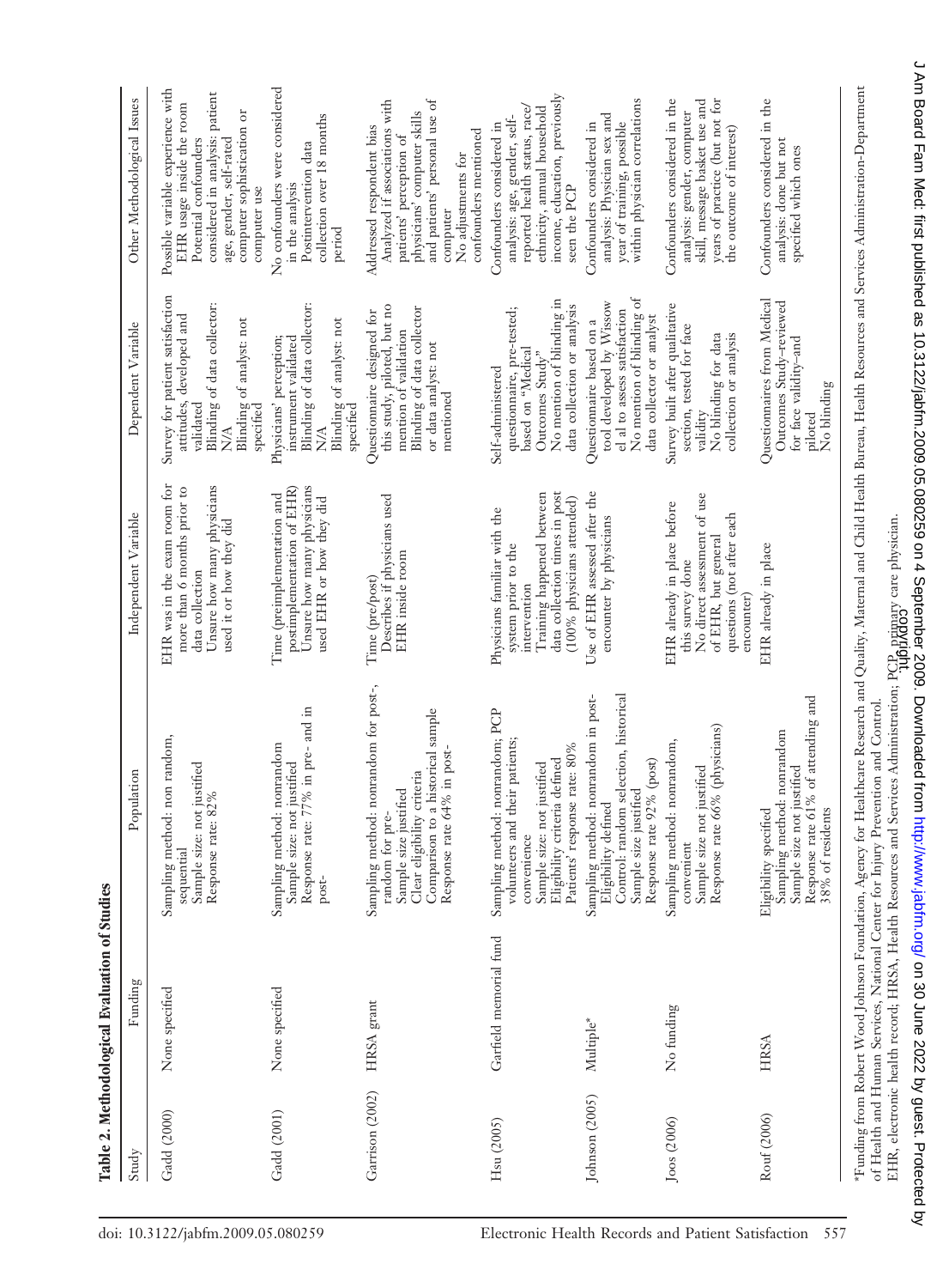**Table 2. Methodological Evaluation of Studies**

| Study | Funding | Population | Independent Variable | Dependent Variable | Other Methodological Issues |
|---|---|---|---|---|---|
| Gadd (2000) | None specified | Sampling method: non random, sequential<br>Sample size: not justified<br>Response rate: 82% | EHR was in the exam room for more than 6 months prior to data collection<br>Unsure how many physicians used it or how they did | Survey for patient satisfaction attitudes, developed and validated<br>Blinding of data collector: N/A<br>Blinding of analyst: not specified | Possible variable experience with EHR usage inside the room<br>Potential confounders considered in analysis: patient age, gender, self-rated computer sophistication or computer use |
| Gadd (2001) | None specified | Sampling method: nonrandom<br>Sample size: not justified<br>Response rate: 77% in pre- and in post- | Time (preimplementation and postimplementation of EHR)<br>Unsure how many physicians used EHR or how they did | Physicians' perception; instrument validated<br>Blinding of data collector: N/A<br>Blinding of analyst: not specified | No confounders were considered in the analysis<br>Postintervention data collection over 18 months period |
| Garrison (2002) | HRSA grant | Sampling method: nonrandom for post-, random for pre-<br>Sample size justified<br>Clear eligibility criteria<br>Comparison to a historical sample<br>Response rate 64% in post- | Time (pre/post)<br>Describes if physicians used EHR inside room | Questionnaire designed for this study, piloted, but no mention of validation<br>Blinding of data collector or data analyst: not mentioned | Addressed respondent bias<br>Analyzed if associations with patients' perception of physicians' computer skills and patients' personal use of computer<br>No adjustments for confounders mentioned |
| Hsu (2005) | Garfield memorial fund | Sampling method: nonrandom; PCP volunteers and their patients; convenience<br>Sample size: not justified<br>Eligibility criteria defined<br>Patients' response rate: 80% | Physicians familiar with the system prior to the intervention<br>Training happened between data collection times in post (100% physicians attended) | Self-administered questionnaire, pre-tested; based on "Medical Outcomes Study"<br>No mention of blinding in data collection or analysis | Confounders considered in analysis: age, gender, self-reported health status, race/ethnicity, annual household income, education, previously seen the PCP |
| Johnson (2005) | Multiple* | Sampling method: nonrandom in post-<br>Eligibility defined<br>Control: random selection, historical<br>Sample size justified<br>Response rate 92% (post) | Use of EHR assessed after the encounter by physicians | Questionnaire based on a tool developed by Wissow el al to assess satisfaction<br>No mention of blinding of data collector or analyst | Confounders considered in analysis: Physician sex and year of training, possible within physician correlations |
| Joos (2006) | No funding | Sampling method: nonrandom, convenient<br>Sample size not justified<br>Response rate 66% (physicians) | EHR already in place before this survey done<br>No direct assessment of use of EHR, but general questions (not after each encounter) | Survey built after qualitative section, tested for face validity<br>No blinding for data collection or analysis | Confounders considered in the analysis: gender, computer skill, message basket use and years of practice (but not for the outcome of interest) |
| Rouf (2006) | HRSA | Eligibility specified<br>Sampling method: nonrandom<br>Sample size not justified<br>Response rate 61% of attending and 38% of residents | EHR already in place | Questionnaires from Medical Outcomes Study–reviewed for face validity–and piloted<br>No blinding | Confounders considered in the analysis: done but not specified which ones |

*Funding from Robert Wood Johnson Foundation, Agency for Healthcare Research and Quality, Maternal and Child Health Bureau, Health Resources and Services Administration-Department of Health and Human Services, National Center for Injury Prevention and Control.

EHR, electronic health record; HRSA, Health Resources and Services Administration; PCP, primary care physician.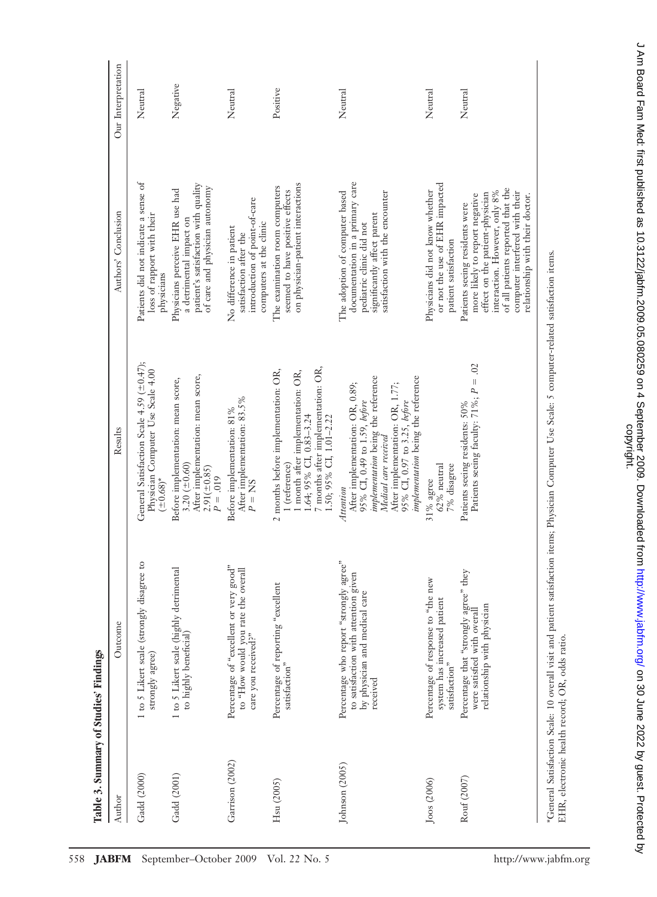**Table 3. Summary of Studies' Findings**

| Author | Outcome | Results | Authors' Conclusion | Our Interpretation |
|---|---|---|---|---|
| Gadd (2000) | 1 to 5 Likert scale (strongly disagree to strongly agree) | General Satisfaction Scale 4.59 (±0.47); Physician Computer Use Scale 4.00 (±0.68)* | Patients did not indicate a sense of loss of rapport with their physicians | Neutral |
| Gadd (2001) | 1 to 5 Likert scale (highly detrimental to highly beneficial) | Before implementation: mean score, 3.20 (±0.60) After implementation: mean score, 2.91(±0.85) $P = .019$ | Physicians perceive EHR use had a detrimental impact on patient's satisfaction with quality of care and physician autonomy | Negative |
| Garrison (2002) | Percentage of "excellent or very good" to "How would you rate the overall care you received?" | Before implementation: 81% After implementation: 83.5% $P$ = NS | No difference in patient satisfaction after the introduction of point-of-care computers at the clinic | Neutral |
| Hsu (2005) | Percentage of reporting "excellent satisfaction" | 2 months before implementation: OR, 1 (reference) 1 month after implementation: OR, 1.64; 95% CI, 0.83–3.24 7 months after implementation: OR, 1.50; 95% CI, 1.01–2.22 | The examination room computers seemed to have positive effects on physician-patient interactions | Positive |
| Johnson (2005) | Percentage who report "strongly agree" to satisfaction with attention given by physician and medical care received | *Attention* After implementation: OR, 0.89; 95% CI, 0.49 to 1.59, *before implementation* being the reference *Medical care received* After implementation: OR, 1.77; 95% CI, 0.97 to 3.25, *before implementation* being the reference | The adoption of computer based documentation in a primary care pediatric clinic did not significantly affect parent satisfaction with the encounter | Neutral |
| Joos (2006) | Percentage of response to "the new system has increased patient satisfaction" | 31% agree 62% neutral 7% disagree | Physicians did not know whether or not the use of EHR impacted patient satisfaction | Neutral |
| Rouf (2007) | Percentage that "strongly agree" they were satisfied with overall relationship with physician | Patients seeing residents: 50% Patients seeing faculty: 71%; $P = .02$ | Patients seeing residents were more likely to report negative effect on the patient-physician interaction. However, only 8% of all patients reported that the computer interfered with their relationship with their doctor. | Neutral |

*General Satisfaction Scale: 10 overall visit and patient satisfaction items; Physician Computer Use Scale: 5 computer-related satisfaction items.
EHR, electronic health record; OR, odds ratio.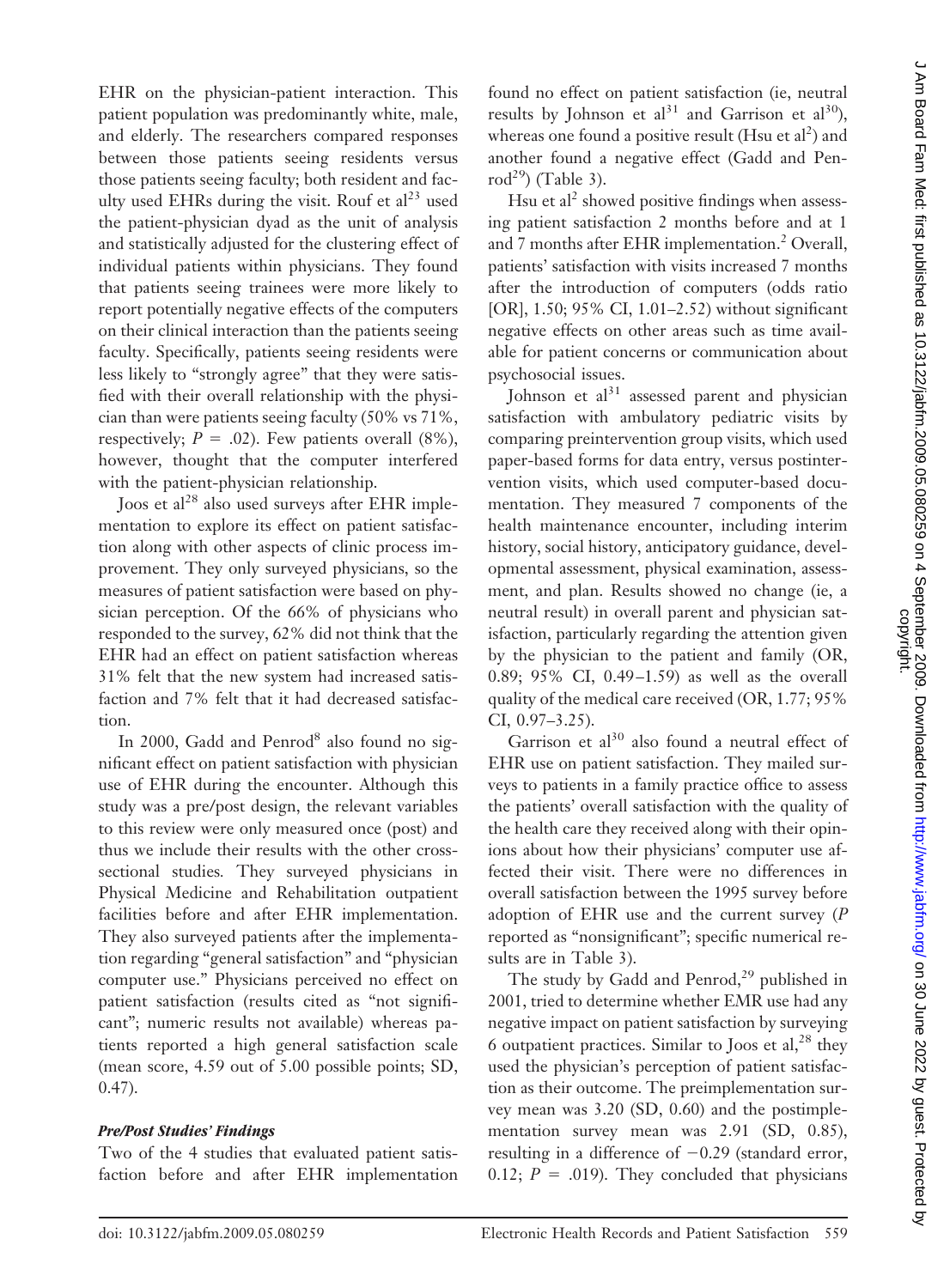EHR on the physician-patient interaction. This patient population was predominantly white, male, and elderly. The researchers compared responses between those patients seeing residents versus those patients seeing faculty; both resident and faculty used EHRs during the visit. Rouf et al[23] used the patient-physician dyad as the unit of analysis and statistically adjusted for the clustering effect of individual patients within physicians. They found that patients seeing trainees were more likely to report potentially negative effects of the computers on their clinical interaction than the patients seeing faculty. Specifically, patients seeing residents were less likely to "strongly agree" that they were satisfied with their overall relationship with the physician than were patients seeing faculty (50% vs 71%, respectively; $P = .02$). Few patients overall (8%), however, thought that the computer interfered with the patient-physician relationship.

Joos et al[28] also used surveys after EHR implementation to explore its effect on patient satisfaction along with other aspects of clinic process improvement. They only surveyed physicians, so the measures of patient satisfaction were based on physician perception. Of the 66% of physicians who responded to the survey, 62% did not think that the EHR had an effect on patient satisfaction whereas 31% felt that the new system had increased satisfaction and 7% felt that it had decreased satisfaction.

In 2000, Gadd and Penrod[8] also found no significant effect on patient satisfaction with physician use of EHR during the encounter. Although this study was a pre/post design, the relevant variables to this review were only measured once (post) and thus we include their results with the other cross-sectional studies. They surveyed physicians in Physical Medicine and Rehabilitation outpatient facilities before and after EHR implementation. They also surveyed patients after the implementation regarding "general satisfaction" and "physician computer use." Physicians perceived no effect on patient satisfaction (results cited as "not significant"; numeric results not available) whereas patients reported a high general satisfaction scale (mean score, 4.59 out of 5.00 possible points; SD, 0.47).

### *Pre/Post Studies' Findings*

Two of the 4 studies that evaluated patient satisfaction before and after EHR implementation found no effect on patient satisfaction (ie, neutral results by Johnson et al[31] and Garrison et al[30]), whereas one found a positive result (Hsu et al[2]) and another found a negative effect (Gadd and Penrod[29]) (Table 3).

Hsu et al[2] showed positive findings when assessing patient satisfaction 2 months before and at 1 and 7 months after EHR implementation.[2] Overall, patients' satisfaction with visits increased 7 months after the introduction of computers (odds ratio [OR], 1.50; 95% CI, 1.01–2.52) without significant negative effects on other areas such as time available for patient concerns or communication about psychosocial issues.

Johnson et al[31] assessed parent and physician satisfaction with ambulatory pediatric visits by comparing preintervention group visits, which used paper-based forms for data entry, versus postintervention visits, which used computer-based documentation. They measured 7 components of the health maintenance encounter, including interim history, social history, anticipatory guidance, developmental assessment, physical examination, assessment, and plan. Results showed no change (ie, a neutral result) in overall parent and physician satisfaction, particularly regarding the attention given by the physician to the patient and family (OR, 0.89; 95% CI, 0.49–1.59) as well as the overall quality of the medical care received (OR, 1.77; 95% CI, 0.97–3.25).

Garrison et al[30] also found a neutral effect of EHR use on patient satisfaction. They mailed surveys to patients in a family practice office to assess the patients' overall satisfaction with the quality of the health care they received along with their opinions about how their physicians' computer use affected their visit. There were no differences in overall satisfaction between the 1995 survey before adoption of EHR use and the current survey ($P$ reported as "nonsignificant"; specific numerical results are in Table 3).

The study by Gadd and Penrod,[29] published in 2001, tried to determine whether EMR use had any negative impact on patient satisfaction by surveying 6 outpatient practices. Similar to Joos et al,[28] they used the physician's perception of patient satisfaction as their outcome. The preimplementation survey mean was 3.20 (SD, 0.60) and the postimplementation survey mean was 2.91 (SD, 0.85), resulting in a difference of $-0.29$ (standard error, 0.12; $P = .019$). They concluded that physicians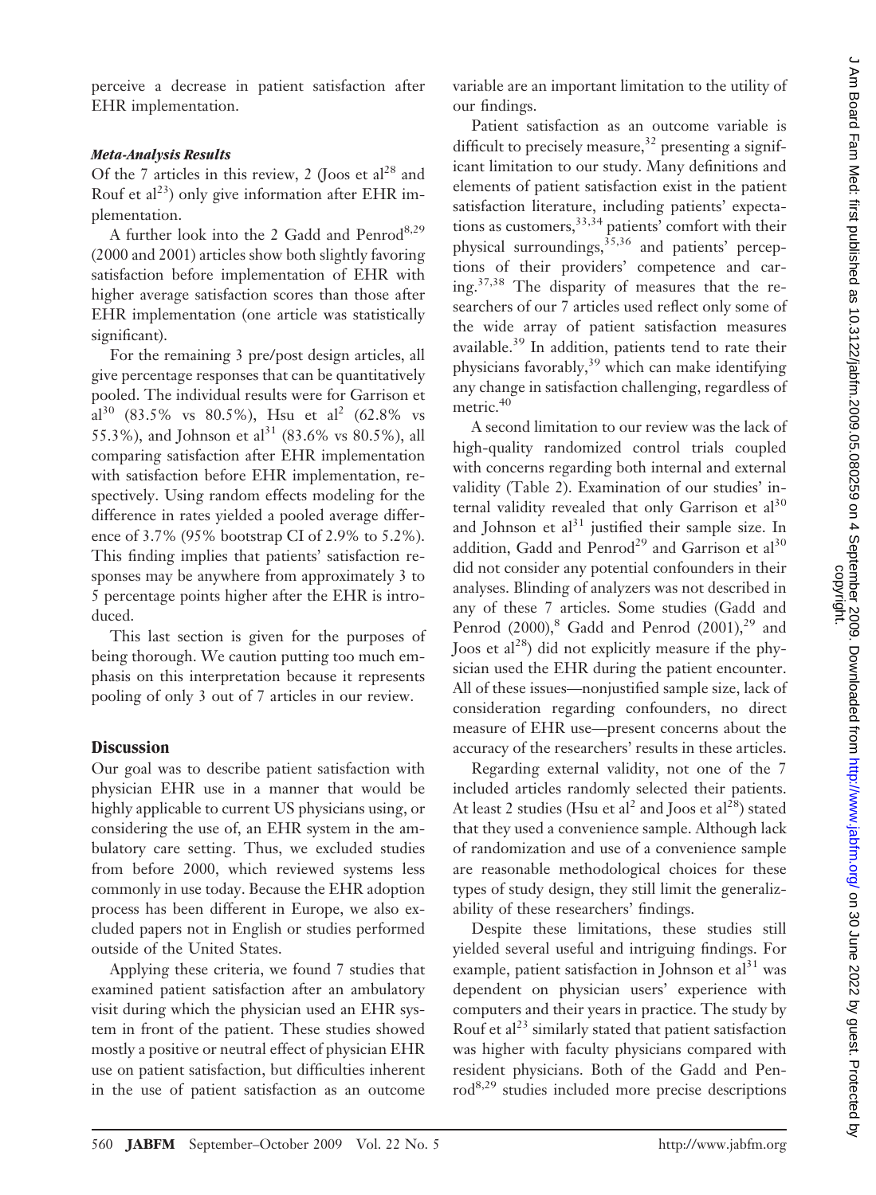perceive a decrease in patient satisfaction after EHR implementation.

### *Meta-Analysis Results*

Of the 7 articles in this review, 2 (Joos et al[28] and Rouf et al[23]) only give information after EHR implementation.

A further look into the 2 Gadd and Penrod[8,29] (2000 and 2001) articles show both slightly favoring satisfaction before implementation of EHR with higher average satisfaction scores than those after EHR implementation (one article was statistically significant).

For the remaining 3 pre/post design articles, all give percentage responses that can be quantitatively pooled. The individual results were for Garrison et al[30] (83.5% vs 80.5%), Hsu et al[2] (62.8% vs 55.3%), and Johnson et al[31] (83.6% vs 80.5%), all comparing satisfaction after EHR implementation with satisfaction before EHR implementation, respectively. Using random effects modeling for the difference in rates yielded a pooled average difference of 3.7% (95% bootstrap CI of 2.9% to 5.2%). This finding implies that patients' satisfaction responses may be anywhere from approximately 3 to 5 percentage points higher after the EHR is introduced.

This last section is given for the purposes of being thorough. We caution putting too much emphasis on this interpretation because it represents pooling of only 3 out of 7 articles in our review.

## Discussion

Our goal was to describe patient satisfaction with physician EHR use in a manner that would be highly applicable to current US physicians using, or considering the use of, an EHR system in the ambulatory care setting. Thus, we excluded studies from before 2000, which reviewed systems less commonly in use today. Because the EHR adoption process has been different in Europe, we also excluded papers not in English or studies performed outside of the United States.

Applying these criteria, we found 7 studies that examined patient satisfaction after an ambulatory visit during which the physician used an EHR system in front of the patient. These studies showed mostly a positive or neutral effect of physician EHR use on patient satisfaction, but difficulties inherent in the use of patient satisfaction as an outcome variable are an important limitation to the utility of our findings.

Patient satisfaction as an outcome variable is difficult to precisely measure,[32] presenting a significant limitation to our study. Many definitions and elements of patient satisfaction exist in the patient satisfaction literature, including patients' expectations as customers,[33,34] patients' comfort with their physical surroundings,[35,36] and patients' perceptions of their providers' competence and caring.[37,38] The disparity of measures that the researchers of our 7 articles used reflect only some of the wide array of patient satisfaction measures available.[39] In addition, patients tend to rate their physicians favorably,[39] which can make identifying any change in satisfaction challenging, regardless of metric.[40]

A second limitation to our review was the lack of high-quality randomized control trials coupled with concerns regarding both internal and external validity (Table 2). Examination of our studies' internal validity revealed that only Garrison et al[30] and Johnson et al[31] justified their sample size. In addition, Gadd and Penrod[29] and Garrison et al[30] did not consider any potential confounders in their analyses. Blinding of analyzers was not described in any of these 7 articles. Some studies (Gadd and Penrod (2000),[8] Gadd and Penrod (2001),[29] and Joos et al[28]) did not explicitly measure if the physician used the EHR during the patient encounter. All of these issues—nonjustified sample size, lack of consideration regarding confounders, no direct measure of EHR use—present concerns about the accuracy of the researchers' results in these articles.

Regarding external validity, not one of the 7 included articles randomly selected their patients. At least 2 studies (Hsu et al[2] and Joos et al[28]) stated that they used a convenience sample. Although lack of randomization and use of a convenience sample are reasonable methodological choices for these types of study design, they still limit the generalizability of these researchers' findings.

Despite these limitations, these studies still yielded several useful and intriguing findings. For example, patient satisfaction in Johnson et al[31] was dependent on physician users' experience with computers and their years in practice. The study by Rouf et al[23] similarly stated that patient satisfaction was higher with faculty physicians compared with resident physicians. Both of the Gadd and Penrod[8,29] studies included more precise descriptions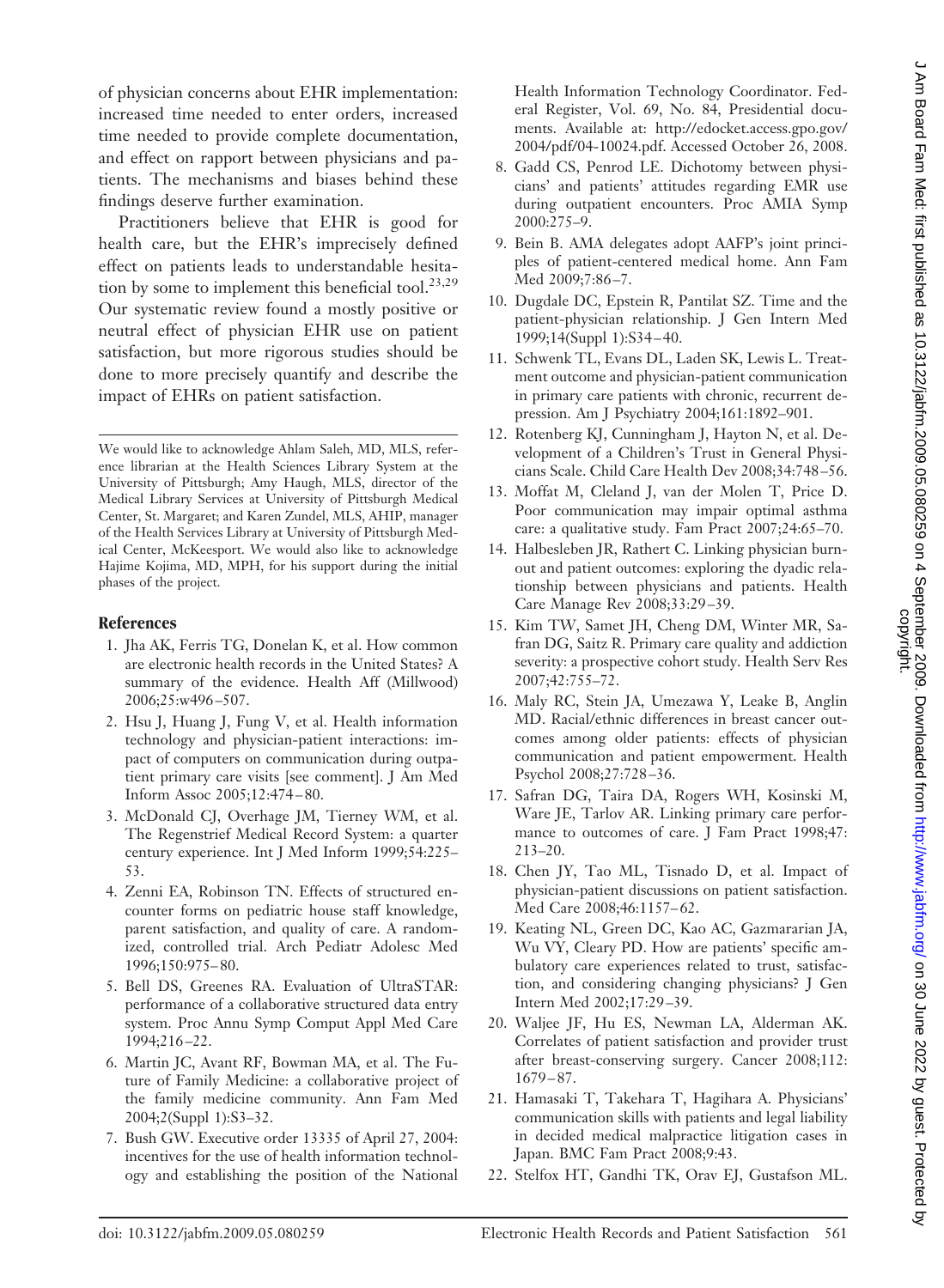of physician concerns about EHR implementation: increased time needed to enter orders, increased time needed to provide complete documentation, and effect on rapport between physicians and patients. The mechanisms and biases behind these findings deserve further examination.

Practitioners believe that EHR is good for health care, but the EHR's imprecisely defined effect on patients leads to understandable hesitation by some to implement this beneficial tool.[23,29] Our systematic review found a mostly positive or neutral effect of physician EHR use on patient satisfaction, but more rigorous studies should be done to more precisely quantify and describe the impact of EHRs on patient satisfaction.

---

We would like to acknowledge Ahlam Saleh, MD, MLS, reference librarian at the Health Sciences Library System at the University of Pittsburgh; Amy Haugh, MLS, director of the Medical Library Services at University of Pittsburgh Medical Center, St. Margaret; and Karen Zundel, MLS, AHIP, manager of the Health Services Library at University of Pittsburgh Medical Center, McKeesport. We would also like to acknowledge Hajime Kojima, MD, MPH, for his support during the initial phases of the project.

## References

1. Jha AK, Ferris TG, Donelan K, et al. How common are electronic health records in the United States? A summary of the evidence. Health Aff (Millwood) 2006;25:w496–507.
2. Hsu J, Huang J, Fung V, et al. Health information technology and physician-patient interactions: impact of computers on communication during outpatient primary care visits [see comment]. J Am Med Inform Assoc 2005;12:474–80.
3. McDonald CJ, Overhage JM, Tierney WM, et al. The Regenstrief Medical Record System: a quarter century experience. Int J Med Inform 1999;54:225–53.
4. Zenni EA, Robinson TN. Effects of structured encounter forms on pediatric house staff knowledge, parent satisfaction, and quality of care. A randomized, controlled trial. Arch Pediatr Adolesc Med 1996;150:975–80.
5. Bell DS, Greenes RA. Evaluation of UltraSTAR: performance of a collaborative structured data entry system. Proc Annu Symp Comput Appl Med Care 1994;216–22.
6. Martin JC, Avant RF, Bowman MA, et al. The Future of Family Medicine: a collaborative project of the family medicine community. Ann Fam Med 2004;2(Suppl 1):S3–32.
7. Bush GW. Executive order 13335 of April 27, 2004: incentives for the use of health information technology and establishing the position of the National Health Information Technology Coordinator. Federal Register, Vol. 69, No. 84, Presidential documents. Available at: http://edocket.access.gpo.gov/2004/pdf/04-10024.pdf. Accessed October 26, 2008.
8. Gadd CS, Penrod LE. Dichotomy between physicians' and patients' attitudes regarding EMR use during outpatient encounters. Proc AMIA Symp 2000:275–9.
9. Bein B. AMA delegates adopt AAFP's joint principles of patient-centered medical home. Ann Fam Med 2009;7:86–7.
10. Dugdale DC, Epstein R, Pantilat SZ. Time and the patient-physician relationship. J Gen Intern Med 1999;14(Suppl 1):S34–40.
11. Schwenk TL, Evans DL, Laden SK, Lewis L. Treatment outcome and physician-patient communication in primary care patients with chronic, recurrent depression. Am J Psychiatry 2004;161:1892–901.
12. Rotenberg KJ, Cunningham J, Hayton N, et al. Development of a Children's Trust in General Physicians Scale. Child Care Health Dev 2008;34:748–56.
13. Moffat M, Cleland J, van der Molen T, Price D. Poor communication may impair optimal asthma care: a qualitative study. Fam Pract 2007;24:65–70.
14. Halbesleben JR, Rathert C. Linking physician burnout and patient outcomes: exploring the dyadic relationship between physicians and patients. Health Care Manage Rev 2008;33:29–39.
15. Kim TW, Samet JH, Cheng DM, Winter MR, Safran DG, Saitz R. Primary care quality and addiction severity: a prospective cohort study. Health Serv Res 2007;42:755–72.
16. Maly RC, Stein JA, Umezawa Y, Leake B, Anglin MD. Racial/ethnic differences in breast cancer outcomes among older patients: effects of physician communication and patient empowerment. Health Psychol 2008;27:728–36.
17. Safran DG, Taira DA, Rogers WH, Kosinski M, Ware JE, Tarlov AR. Linking primary care performance to outcomes of care. J Fam Pract 1998;47:213–20.
18. Chen JY, Tao ML, Tisnado D, et al. Impact of physician-patient discussions on patient satisfaction. Med Care 2008;46:1157–62.
19. Keating NL, Green DC, Kao AC, Gazmararian JA, Wu VY, Cleary PD. How are patients' specific ambulatory care experiences related to trust, satisfaction, and considering changing physicians? J Gen Intern Med 2002;17:29–39.
20. Waljee JF, Hu ES, Newman LA, Alderman AK. Correlates of patient satisfaction and provider trust after breast-conserving surgery. Cancer 2008;112:1679–87.
21. Hamasaki T, Takehara T, Hagihara A. Physicians' communication skills with patients and legal liability in decided medical malpractice litigation cases in Japan. BMC Fam Pract 2008;9:43.
22. Stelfox HT, Gandhi TK, Orav EJ, Gustafson ML.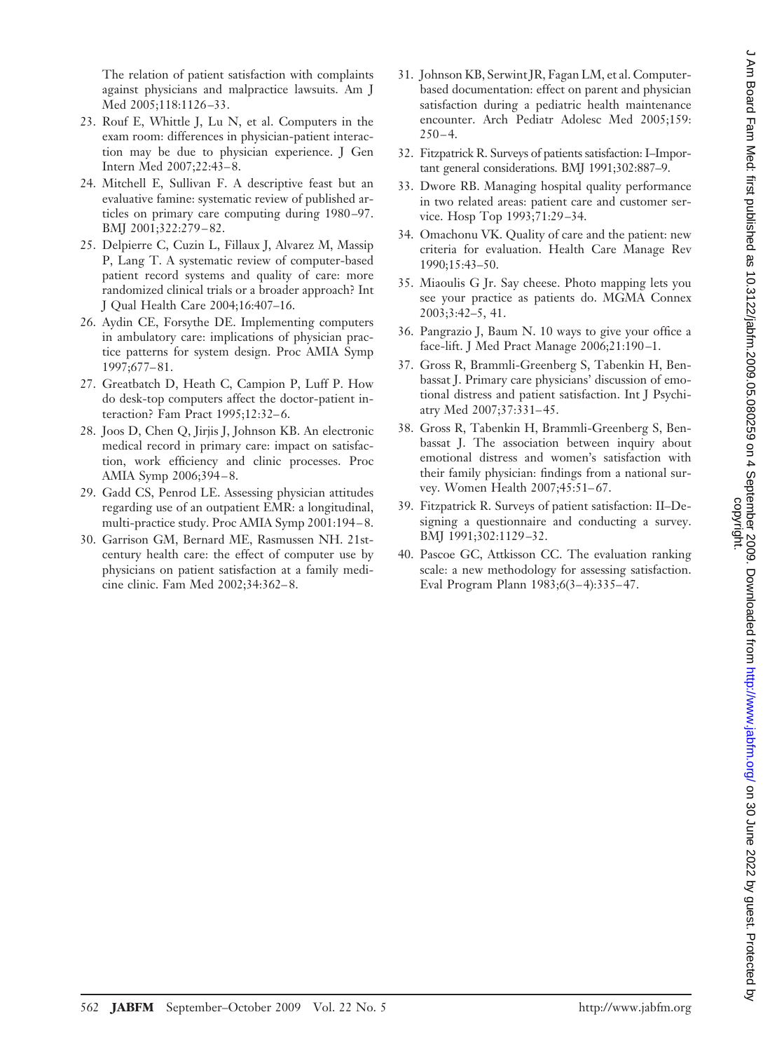The relation of patient satisfaction with complaints against physicians and malpractice lawsuits. Am J Med 2005;118:1126–33.

23. Rouf E, Whittle J, Lu N, et al. Computers in the exam room: differences in physician-patient interaction may be due to physician experience. J Gen Intern Med 2007;22:43–8.
24. Mitchell E, Sullivan F. A descriptive feast but an evaluative famine: systematic review of published articles on primary care computing during 1980–97. BMJ 2001;322:279–82.
25. Delpierre C, Cuzin L, Fillaux J, Alvarez M, Massip P, Lang T. A systematic review of computer-based patient record systems and quality of care: more randomized clinical trials or a broader approach? Int J Qual Health Care 2004;16:407–16.
26. Aydin CE, Forsythe DE. Implementing computers in ambulatory care: implications of physician practice patterns for system design. Proc AMIA Symp 1997;677–81.
27. Greatbatch D, Heath C, Campion P, Luff P. How do desk-top computers affect the doctor-patient interaction? Fam Pract 1995;12:32–6.
28. Joos D, Chen Q, Jirjis J, Johnson KB. An electronic medical record in primary care: impact on satisfaction, work efficiency and clinic processes. Proc AMIA Symp 2006;394–8.
29. Gadd CS, Penrod LE. Assessing physician attitudes regarding use of an outpatient EMR: a longitudinal, multi-practice study. Proc AMIA Symp 2001:194–8.
30. Garrison GM, Bernard ME, Rasmussen NH. 21st-century health care: the effect of computer use by physicians on patient satisfaction at a family medicine clinic. Fam Med 2002;34:362–8.
31. Johnson KB, Serwint JR, Fagan LM, et al. Computer-based documentation: effect on parent and physician satisfaction during a pediatric health maintenance encounter. Arch Pediatr Adolesc Med 2005;159: 250–4.
32. Fitzpatrick R. Surveys of patients satisfaction: I–Important general considerations. BMJ 1991;302:887–9.
33. Dwore RB. Managing hospital quality performance in two related areas: patient care and customer service. Hosp Top 1993;71:29–34.
34. Omachonu VK. Quality of care and the patient: new criteria for evaluation. Health Care Manage Rev 1990;15:43–50.
35. Miaoulis G Jr. Say cheese. Photo mapping lets you see your practice as patients do. MGMA Connex 2003;3:42–5, 41.
36. Pangrazio J, Baum N. 10 ways to give your office a face-lift. J Med Pract Manage 2006;21:190–1.
37. Gross R, Brammli-Greenberg S, Tabenkin H, Benbassat J. Primary care physicians' discussion of emotional distress and patient satisfaction. Int J Psychiatry Med 2007;37:331–45.
38. Gross R, Tabenkin H, Brammli-Greenberg S, Benbassat J. The association between inquiry about emotional distress and women's satisfaction with their family physician: findings from a national survey. Women Health 2007;45:51–67.
39. Fitzpatrick R. Surveys of patient satisfaction: II–Designing a questionnaire and conducting a survey. BMJ 1991;302:1129–32.
40. Pascoe GC, Attkisson CC. The evaluation ranking scale: a new methodology for assessing satisfaction. Eval Program Plann 1983;6(3–4):335–47.